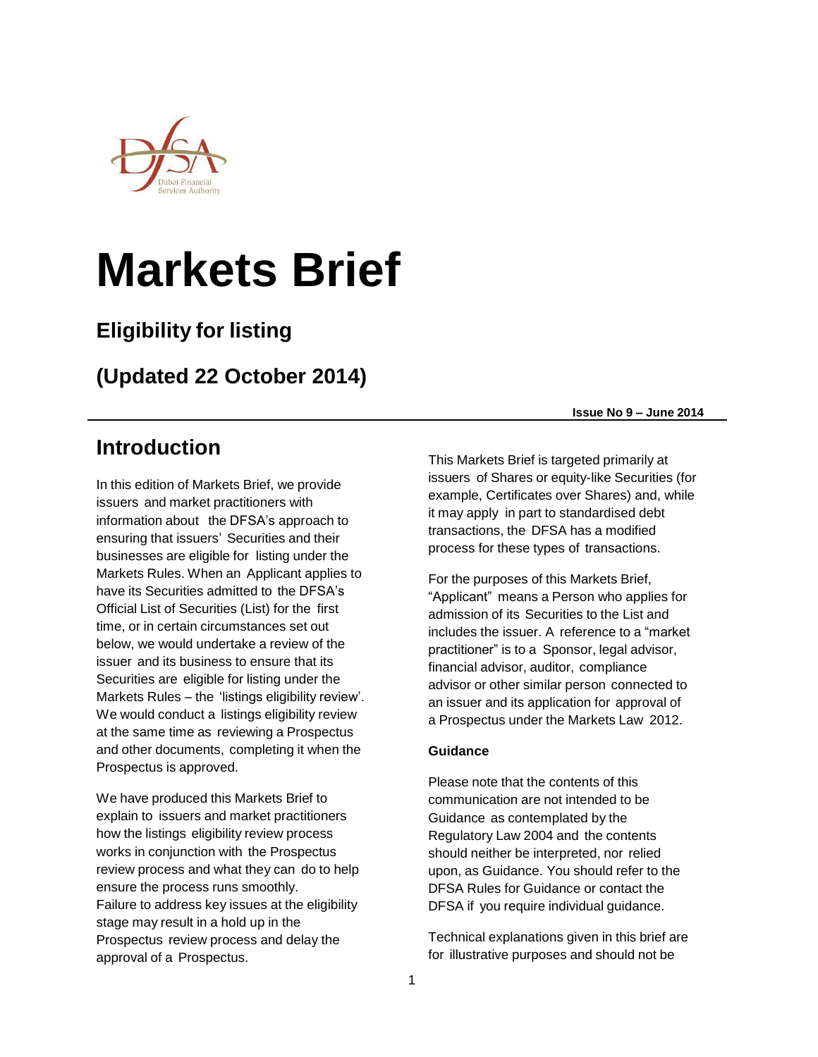# Markets Brief

## Eligibility for listing

## (Updated 22 October 2014)

**Issue No 9 – June 2014**

## Introduction

In this edition of Markets Brief, we provide issuers and market practitioners with information about the DFSA's approach to ensuring that issuers' Securities and their businesses are eligible for listing under the Markets Rules. When an Applicant applies to have its Securities admitted to the DFSA's Official List of Securities (List) for the first time, or in certain circumstances set out below, we would undertake a review of the issuer and its business to ensure that its Securities are eligible for listing under the Markets Rules – the 'listings eligibility review'. We would conduct a listings eligibility review at the same time as reviewing a Prospectus and other documents, completing it when the Prospectus is approved.

We have produced this Markets Brief to explain to issuers and market practitioners how the listings eligibility review process works in conjunction with the Prospectus review process and what they can do to help ensure the process runs smoothly. Failure to address key issues at the eligibility stage may result in a hold up in the Prospectus review process and delay the approval of a Prospectus.

This Markets Brief is targeted primarily at issuers of Shares or equity-like Securities (for example, Certificates over Shares) and, while it may apply in part to standardised debt transactions, the DFSA has a modified process for these types of transactions.

For the purposes of this Markets Brief, "Applicant" means a Person who applies for admission of its Securities to the List and includes the issuer. A reference to a "market practitioner" is to a Sponsor, legal advisor, financial advisor, auditor, compliance advisor or other similar person connected to an issuer and its application for approval of a Prospectus under the Markets Law 2012.

**Guidance**

Please note that the contents of this communication are not intended to be Guidance as contemplated by the Regulatory Law 2004 and the contents should neither be interpreted, nor relied upon, as Guidance. You should refer to the DFSA Rules for Guidance or contact the DFSA if you require individual guidance.

Technical explanations given in this brief are for illustrative purposes and should not be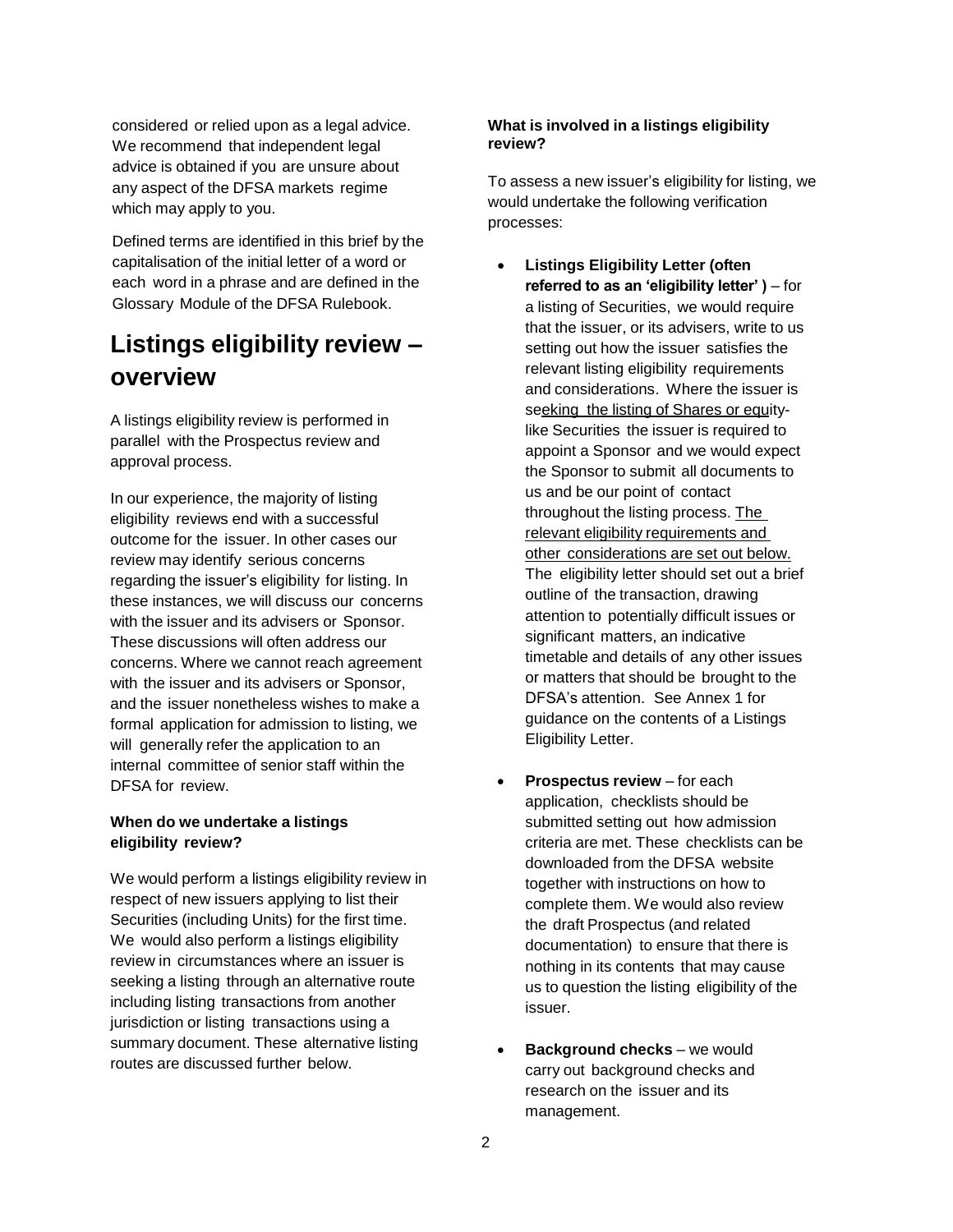considered or relied upon as a legal advice. We recommend that independent legal advice is obtained if you are unsure about any aspect of the DFSA markets regime which may apply to you.

Defined terms are identified in this brief by the capitalisation of the initial letter of a word or each word in a phrase and are defined in the Glossary Module of the DFSA Rulebook.

# Listings eligibility review – overview

A listings eligibility review is performed in parallel with the Prospectus review and approval process.

In our experience, the majority of listing eligibility reviews end with a successful outcome for the issuer. In other cases our review may identify serious concerns regarding the issuer's eligibility for listing. In these instances, we will discuss our concerns with the issuer and its advisers or Sponsor. These discussions will often address our concerns. Where we cannot reach agreement with the issuer and its advisers or Sponsor, and the issuer nonetheless wishes to make a formal application for admission to listing, we will generally refer the application to an internal committee of senior staff within the DFSA for review.

### When do we undertake a listings eligibility review?

We would perform a listings eligibility review in respect of new issuers applying to list their Securities (including Units) for the first time. We would also perform a listings eligibility review in circumstances where an issuer is seeking a listing through an alternative route including listing transactions from another jurisdiction or listing transactions using a summary document. These alternative listing routes are discussed further below.

### What is involved in a listings eligibility review?

To assess a new issuer's eligibility for listing, we would undertake the following verification processes:

- **Listings Eligibility Letter (often referred to as an 'eligibility letter' )** – for a listing of Securities, we would require that the issuer, or its advisers, write to us setting out how the issuer satisfies the relevant listing eligibility requirements and considerations. Where the issuer is seeking the listing of Shares or equity-like Securities the issuer is required to appoint a Sponsor and we would expect the Sponsor to submit all documents to us and be our point of contact throughout the listing process. The relevant eligibility requirements and other considerations are set out below. The eligibility letter should set out a brief outline of the transaction, drawing attention to potentially difficult issues or significant matters, an indicative timetable and details of any other issues or matters that should be brought to the DFSA's attention. See Annex 1 for guidance on the contents of a Listings Eligibility Letter.

- **Prospectus review** – for each application, checklists should be submitted setting out how admission criteria are met. These checklists can be downloaded from the DFSA website together with instructions on how to complete them. We would also review the draft Prospectus (and related documentation) to ensure that there is nothing in its contents that may cause us to question the listing eligibility of the issuer.

- **Background checks** – we would carry out background checks and research on the issuer and its management.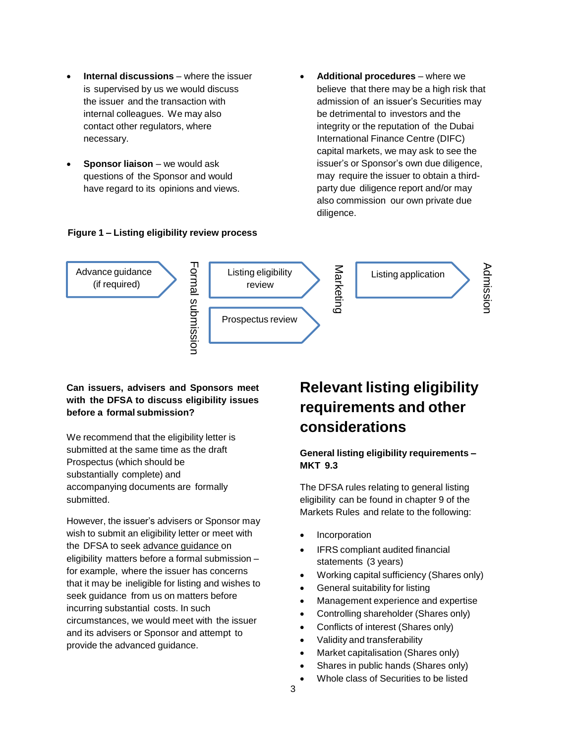- **Internal discussions** – where the issuer is supervised by us we would discuss the issuer and the transaction with internal colleagues. We may also contact other regulators, where necessary.
- **Sponsor liaison** – we would ask questions of the Sponsor and would have regard to its opinions and views.
- **Additional procedures** – where we believe that there may be a high risk that admission of an issuer's Securities may be detrimental to investors and the integrity or the reputation of the Dubai International Finance Centre (DIFC) capital markets, we may ask to see the issuer's or Sponsor's own due diligence, may require the issuer to obtain a third-party due diligence report and/or may also commission our own private due diligence.

**Figure 1 – Listing eligibility review process**

Advance guidance (if required) → Formal submission → Listing eligibility review / Prospectus review → Marketing → Listing application → Admission

**Can issuers, advisers and Sponsors meet with the DFSA to discuss eligibility issues before a formal submission?**

We recommend that the eligibility letter is submitted at the same time as the draft Prospectus (which should be substantially complete) and accompanying documents are formally submitted.

However, the issuer's advisers or Sponsor may wish to submit an eligibility letter or meet with the DFSA to seek advance guidance on eligibility matters before a formal submission – for example, where the issuer has concerns that it may be ineligible for listing and wishes to seek guidance from us on matters before incurring substantial costs. In such circumstances, we would meet with the issuer and its advisers or Sponsor and attempt to provide the advanced guidance.

## Relevant listing eligibility requirements and other considerations

**General listing eligibility requirements – MKT 9.3**

The DFSA rules relating to general listing eligibility can be found in chapter 9 of the Markets Rules and relate to the following:

- Incorporation
- IFRS compliant audited financial statements (3 years)
- Working capital sufficiency (Shares only)
- General suitability for listing
- Management experience and expertise
- Controlling shareholder (Shares only)
- Conflicts of interest (Shares only)
- Validity and transferability
- Market capitalisation (Shares only)
- Shares in public hands (Shares only)
- Whole class of Securities to be listed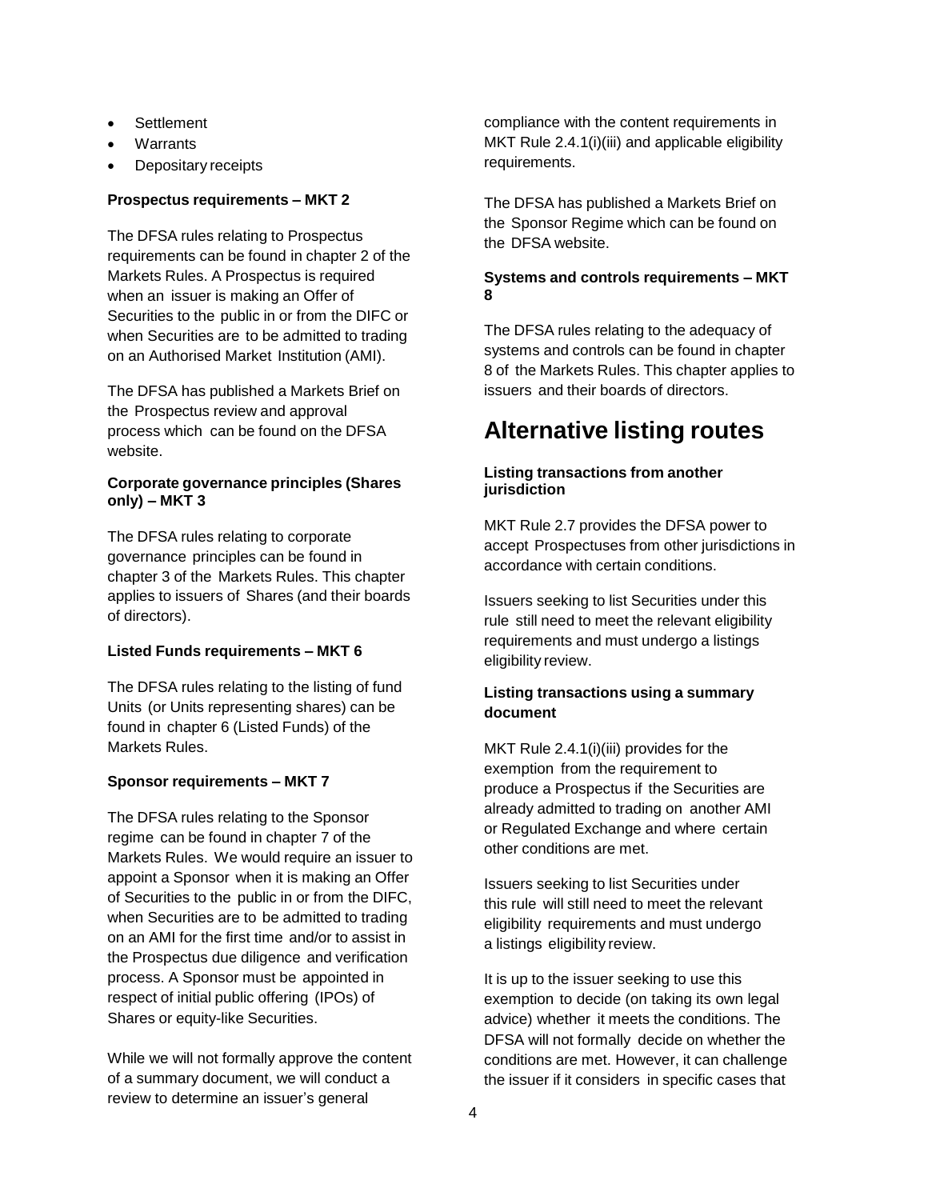- Settlement
- Warrants
- Depositary receipts

**Prospectus requirements – MKT 2**

The DFSA rules relating to Prospectus requirements can be found in chapter 2 of the Markets Rules. A Prospectus is required when an issuer is making an Offer of Securities to the public in or from the DIFC or when Securities are to be admitted to trading on an Authorised Market Institution (AMI).

The DFSA has published a Markets Brief on the Prospectus review and approval process which can be found on the DFSA website.

**Corporate governance principles (Shares only) – MKT 3**

The DFSA rules relating to corporate governance principles can be found in chapter 3 of the Markets Rules. This chapter applies to issuers of Shares (and their boards of directors).

**Listed Funds requirements – MKT 6**

The DFSA rules relating to the listing of fund Units (or Units representing shares) can be found in chapter 6 (Listed Funds) of the Markets Rules.

**Sponsor requirements – MKT 7**

The DFSA rules relating to the Sponsor regime can be found in chapter 7 of the Markets Rules. We would require an issuer to appoint a Sponsor when it is making an Offer of Securities to the public in or from the DIFC, when Securities are to be admitted to trading on an AMI for the first time and/or to assist in the Prospectus due diligence and verification process. A Sponsor must be appointed in respect of initial public offering (IPOs) of Shares or equity-like Securities.

While we will not formally approve the content of a summary document, we will conduct a review to determine an issuer's general compliance with the content requirements in MKT Rule 2.4.1(i)(iii) and applicable eligibility requirements.

The DFSA has published a Markets Brief on the Sponsor Regime which can be found on the DFSA website.

**Systems and controls requirements – MKT 8**

The DFSA rules relating to the adequacy of systems and controls can be found in chapter 8 of the Markets Rules. This chapter applies to issuers and their boards of directors.

# Alternative listing routes

**Listing transactions from another jurisdiction**

MKT Rule 2.7 provides the DFSA power to accept Prospectuses from other jurisdictions in accordance with certain conditions.

Issuers seeking to list Securities under this rule still need to meet the relevant eligibility requirements and must undergo a listings eligibility review.

**Listing transactions using a summary document**

MKT Rule 2.4.1(i)(iii) provides for the exemption from the requirement to produce a Prospectus if the Securities are already admitted to trading on another AMI or Regulated Exchange and where certain other conditions are met.

Issuers seeking to list Securities under this rule will still need to meet the relevant eligibility requirements and must undergo a listings eligibility review.

It is up to the issuer seeking to use this exemption to decide (on taking its own legal advice) whether it meets the conditions. The DFSA will not formally decide on whether the conditions are met. However, it can challenge the issuer if it considers in specific cases that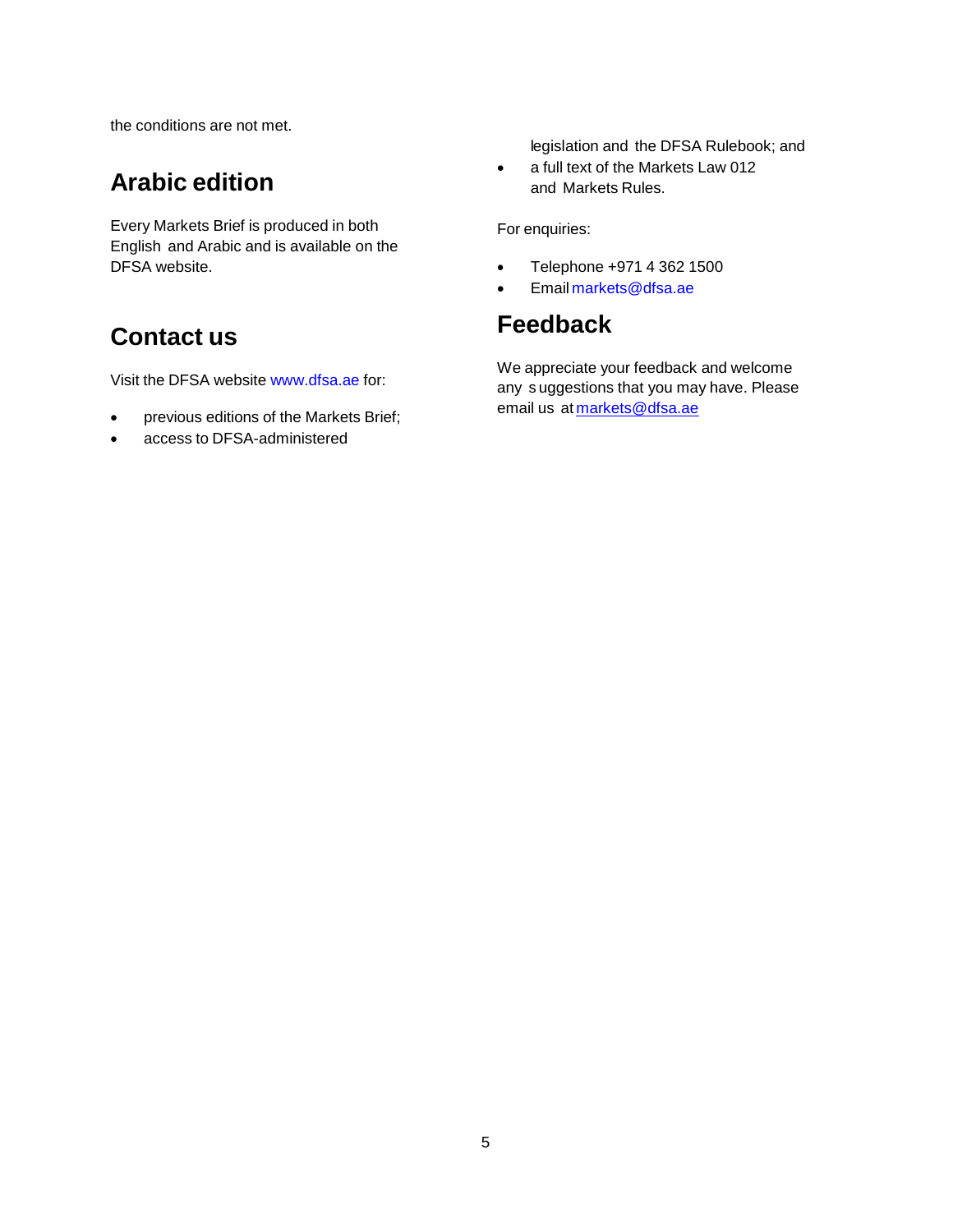the conditions are not met.

## Arabic edition

Every Markets Brief is produced in both English and Arabic and is available on the DFSA website.

## Contact us

Visit the DFSA website www.dfsa.ae for:

- previous editions of the Markets Brief;
- access to DFSA-administered legislation and the DFSA Rulebook; and
- a full text of the Markets Law 012 and Markets Rules.

For enquiries:

- Telephone +971 4 362 1500
- Email markets@dfsa.ae

## Feedback

We appreciate your feedback and welcome any suggestions that you may have. Please email us at markets@dfsa.ae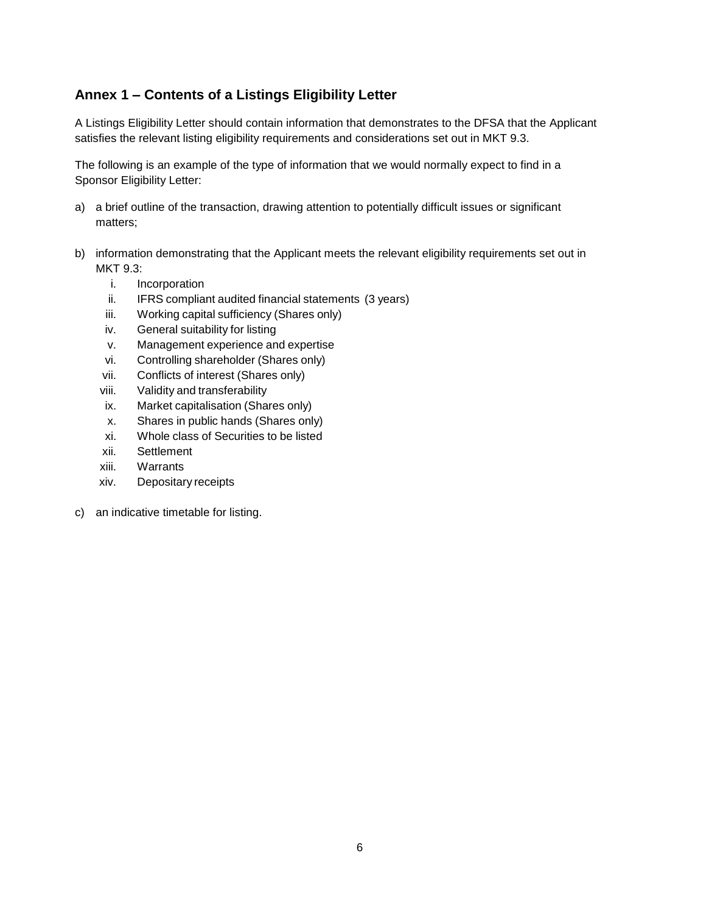## Annex 1 – Contents of a Listings Eligibility Letter

A Listings Eligibility Letter should contain information that demonstrates to the DFSA that the Applicant satisfies the relevant listing eligibility requirements and considerations set out in MKT 9.3.

The following is an example of the type of information that we would normally expect to find in a Sponsor Eligibility Letter:

a) a brief outline of the transaction, drawing attention to potentially difficult issues or significant matters;

b) information demonstrating that the Applicant meets the relevant eligibility requirements set out in MKT 9.3:
   i. Incorporation
   ii. IFRS compliant audited financial statements (3 years)
   iii. Working capital sufficiency (Shares only)
   iv. General suitability for listing
   v. Management experience and expertise
   vi. Controlling shareholder (Shares only)
   vii. Conflicts of interest (Shares only)
   viii. Validity and transferability
   ix. Market capitalisation (Shares only)
   x. Shares in public hands (Shares only)
   xi. Whole class of Securities to be listed
   xii. Settlement
   xiii. Warrants
   xiv. Depositary receipts

c) an indicative timetable for listing.